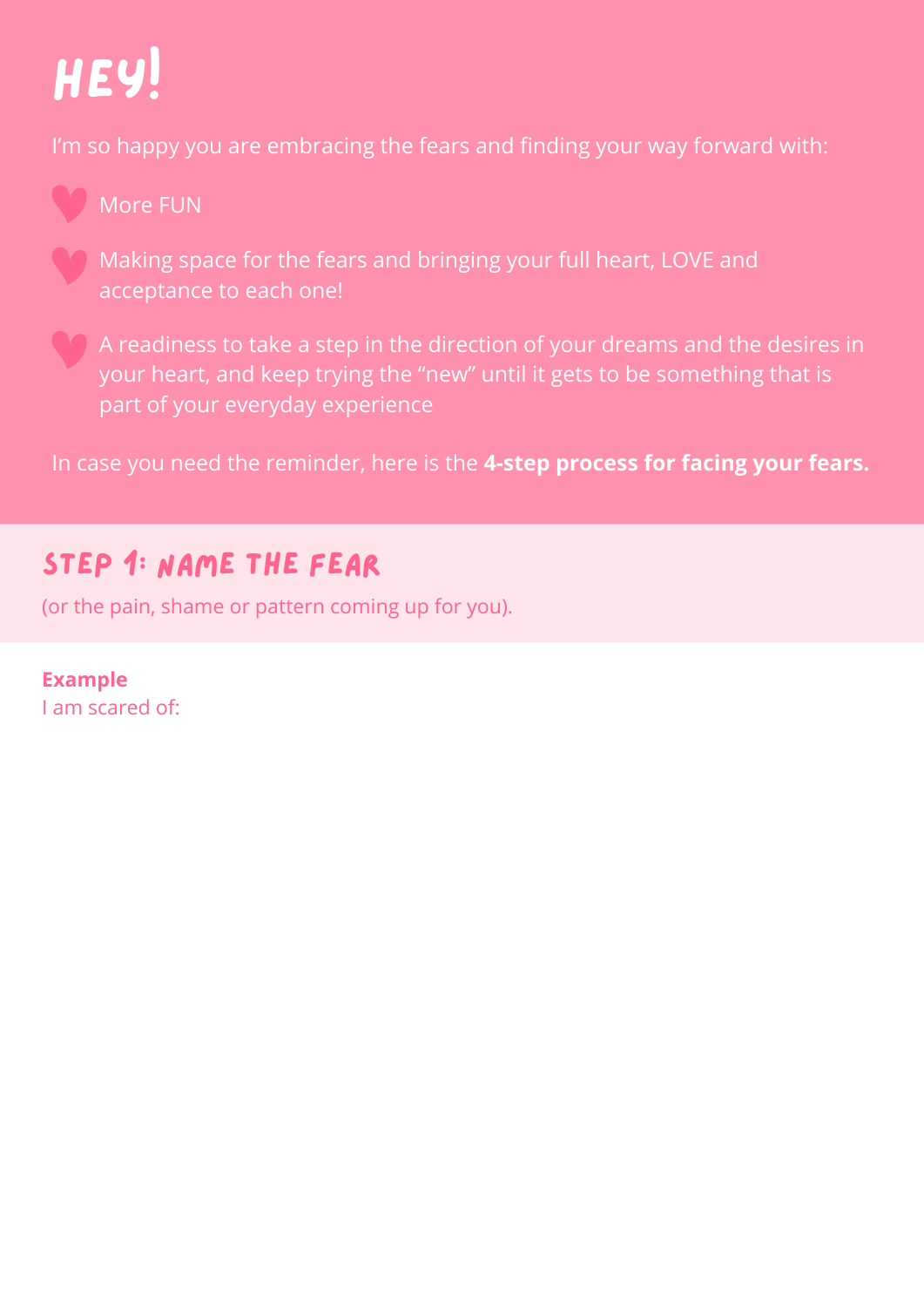# Hey!

I'm so happy you are embracing the fears and finding your way forward with:

- More FUN
- Making space for the fears and bringing your full heart, LOVE and acceptance to each one!
- A readiness to take a step in the direction of your dreams and the desires in your heart, and keep trying the "new" until it gets to be something that is part of your everyday experience

In case you need the reminder, here is the **4-step process for facing your fears.**

## Step 1: Name the fear

(or the pain, shame or pattern coming up for you).

**Example**
I am scared of: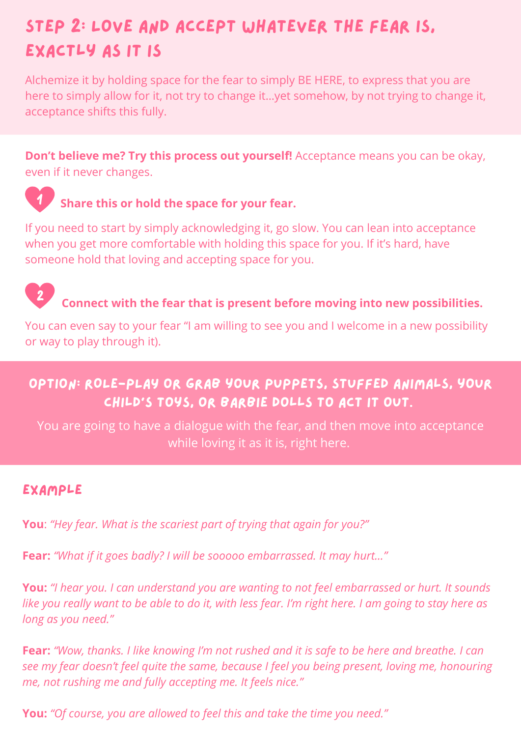## STEP 2: LOVE AND ACCEPT WHATEVER THE FEAR IS, EXACTLY AS IT IS

Alchemize it by holding space for the fear to simply BE HERE, to express that you are here to simply allow for it, not try to change it...yet somehow, by not trying to change it, acceptance shifts this fully.

**Don't believe me? Try this process out yourself!** Acceptance means you can be okay, even if it never changes.

1. **Share this or hold the space for your fear.**

   If you need to start by simply acknowledging it, go slow. You can lean into acceptance when you get more comfortable with holding this space for you. If it's hard, have someone hold that loving and accepting space for you.

2. **Connect with the fear that is present before moving into new possibilities.**

   You can even say to your fear "I am willing to see you and I welcome in a new possibility or way to play through it).

### OPTION: ROLE-PLAY OR GRAB YOUR PUPPETS, STUFFED ANIMALS, YOUR CHILD'S TOYS, OR BARBIE DOLLS TO ACT IT OUT.

You are going to have a dialogue with the fear, and then move into acceptance while loving it as it is, right here.

### EXAMPLE

**You**: *"Hey fear. What is the scariest part of trying that again for you?"*

**Fear:** *"What if it goes badly? I will be sooooo embarrassed. It may hurt..."*

**You:** *"I hear you. I can understand you are wanting to not feel embarrassed or hurt. It sounds like you really want to be able to do it, with less fear. I'm right here. I am going to stay here as long as you need."*

**Fear:** *"Wow, thanks. I like knowing I'm not rushed and it is safe to be here and breathe. I can see my fear doesn't feel quite the same, because I feel you being present, loving me, honouring me, not rushing me and fully accepting me. It feels nice."*

**You:** *"Of course, you are allowed to feel this and take the time you need."*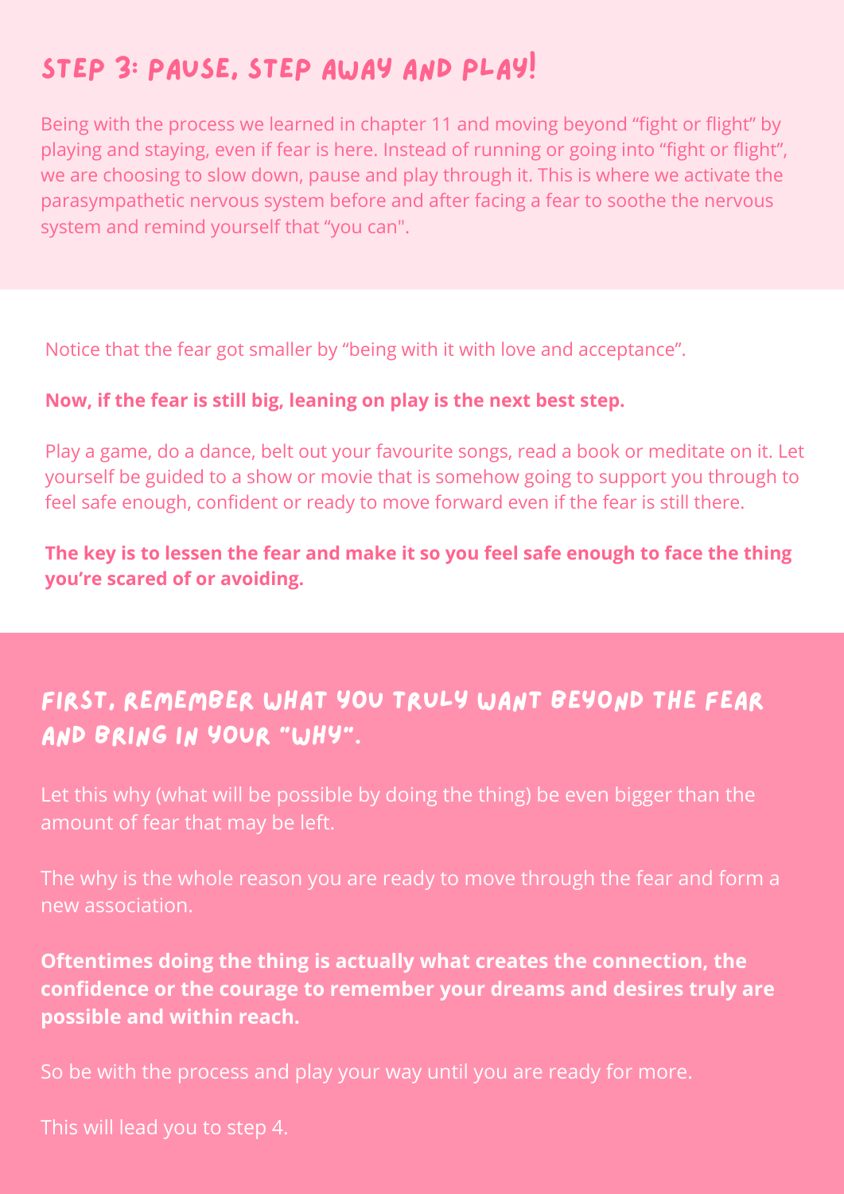## STEP 3: PAUSE, STEP AWAY AND PLAY!

Being with the process we learned in chapter 11 and moving beyond “fight or flight” by playing and staying, even if fear is here. Instead of running or going into “fight or flight”, we are choosing to slow down, pause and play through it. This is where we activate the parasympathetic nervous system before and after facing a fear to soothe the nervous system and remind yourself that “you can".

Notice that the fear got smaller by “being with it with love and acceptance”.

**Now, if the fear is still big, leaning on play is the next best step.**

Play a game, do a dance, belt out your favourite songs, read a book or meditate on it. Let yourself be guided to a show or movie that is somehow going to support you through to feel safe enough, confident or ready to move forward even if the fear is still there.

**The key is to lessen the fear and make it so you feel safe enough to face the thing you’re scared of or avoiding.**

## FIRST, REMEMBER WHAT YOU TRULY WANT BEYOND THE FEAR AND BRING IN YOUR “WHY”.

Let this why (what will be possible by doing the thing) be even bigger than the amount of fear that may be left.

The why is the whole reason you are ready to move through the fear and form a new association.

**Oftentimes doing the thing is actually what creates the connection, the confidence or the courage to remember your dreams and desires truly are possible and within reach.**

So be with the process and play your way until you are ready for more.

This will lead you to step 4.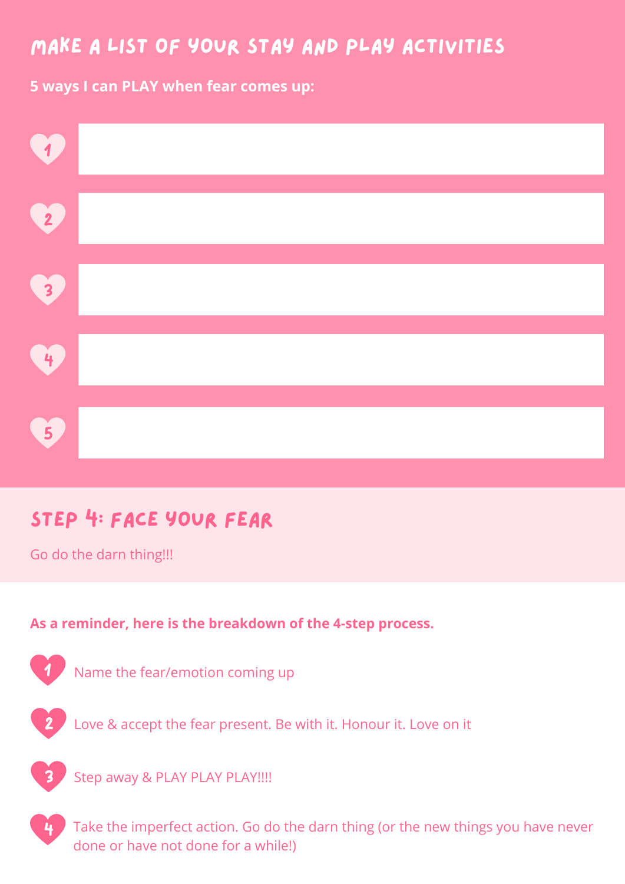## MAKE A LIST OF YOUR STAY AND PLAY ACTIVITIES

**5 ways I can PLAY when fear comes up:**

1. 
2. 
3. 
4. 
5. 

## STEP 4: FACE YOUR FEAR

Go do the darn thing!!!

**As a reminder, here is the breakdown of the 4-step process.**

1. Name the fear/emotion coming up
2. Love & accept the fear present. Be with it. Honour it. Love on it
3. Step away & PLAY PLAY PLAY!!!!
4. Take the imperfect action. Go do the darn thing (or the new things you have never done or have not done for a while!)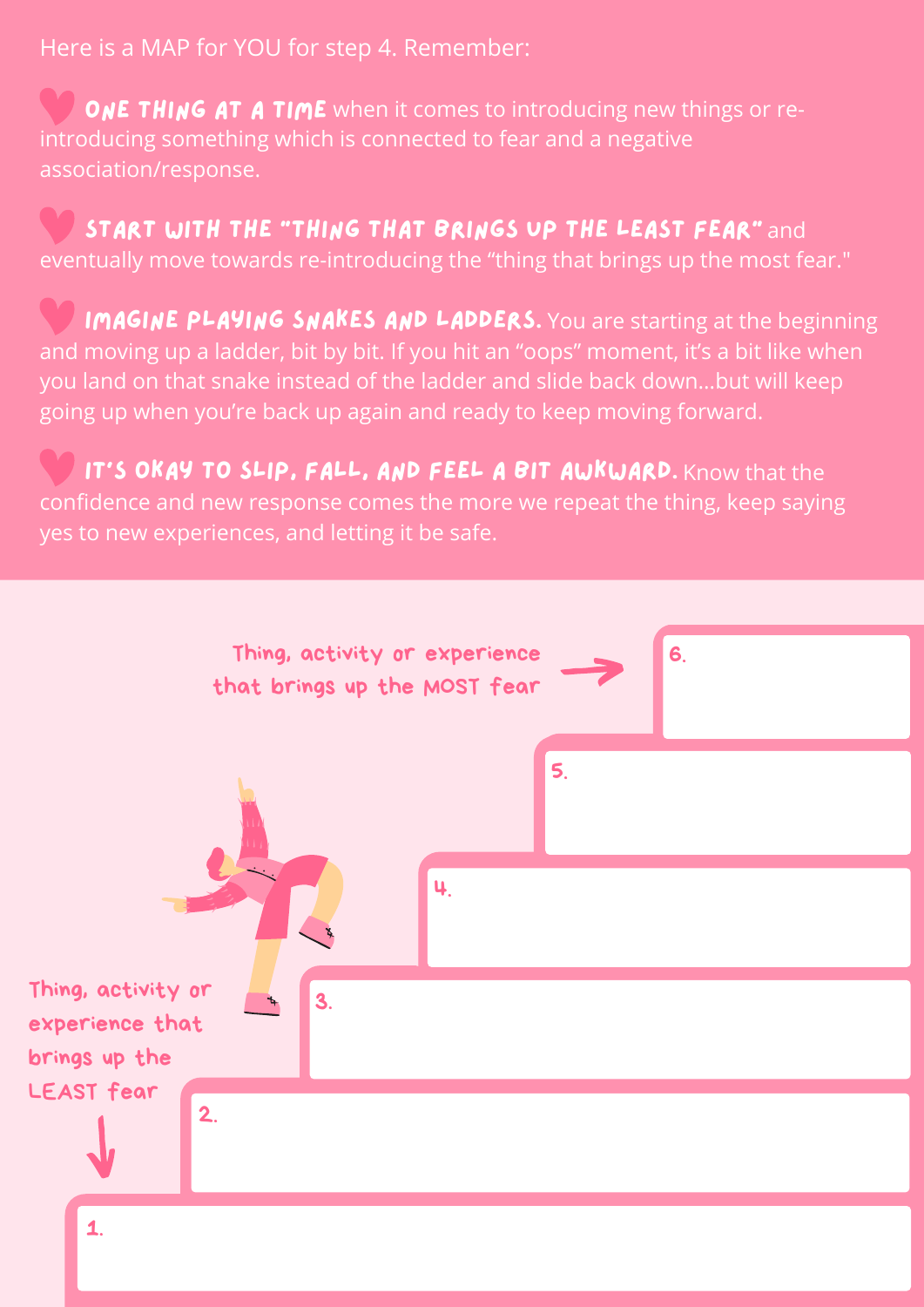Here is a MAP for YOU for step 4. Remember:

- **ONE THING AT A TIME** when it comes to introducing new things or re-introducing something which is connected to fear and a negative association/response.

- **START WITH THE "THING THAT BRINGS UP THE LEAST FEAR"** and eventually move towards re-introducing the "thing that brings up the most fear."

- **IMAGINE PLAYING SNAKES AND LADDERS.** You are starting at the beginning and moving up a ladder, bit by bit. If you hit an "oops" moment, it's a bit like when you land on that snake instead of the ladder and slide back down...but will keep going up when you're back up again and ready to keep moving forward.

- **IT'S OKAY TO SLIP, FALL, AND FEEL A BIT AWKWARD.** Know that the confidence and new response comes the more we repeat the thing, keep saying yes to new experiences, and letting it be safe.

Thing, activity or experience that brings up the MOST fear →

6.

5.

4.

3.

2.

Thing, activity or experience that brings up the LEAST fear ↓

1.